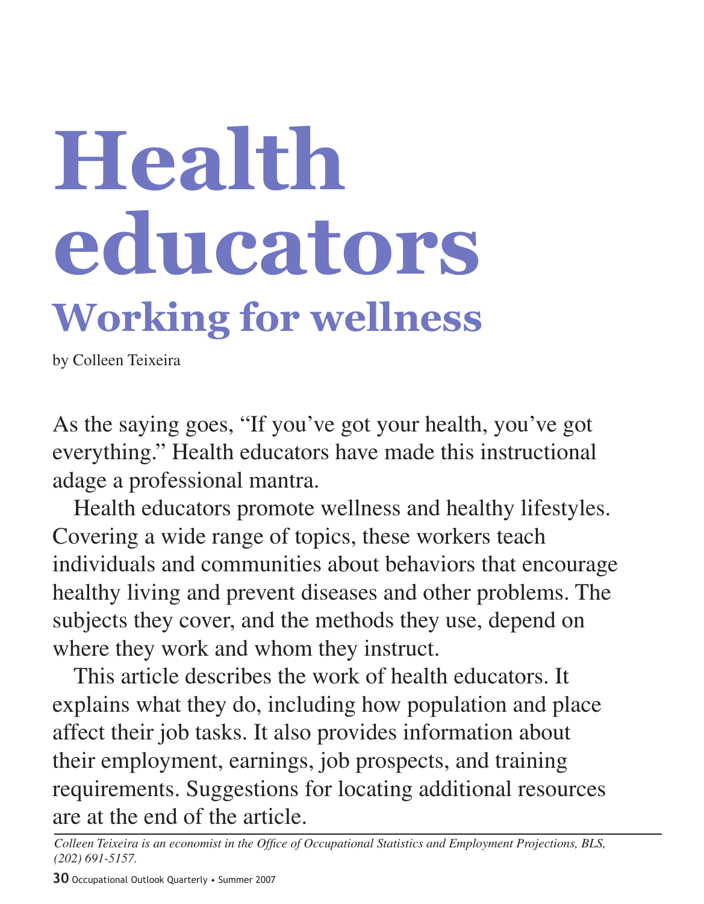# Health educators

## Working for wellness

by Colleen Teixeira

As the saying goes, "If you've got your health, you've got everything." Health educators have made this instructional adage a professional mantra.

Health educators promote wellness and healthy lifestyles. Covering a wide range of topics, these workers teach individuals and communities about behaviors that encourage healthy living and prevent diseases and other problems. The subjects they cover, and the methods they use, depend on where they work and whom they instruct.

This article describes the work of health educators. It explains what they do, including how population and place affect their job tasks. It also provides information about their employment, earnings, job prospects, and training requirements. Suggestions for locating additional resources are at the end of the article.

*Colleen Teixeira is an economist in the Office of Occupational Statistics and Employment Projections, BLS, (202) 691-5157.*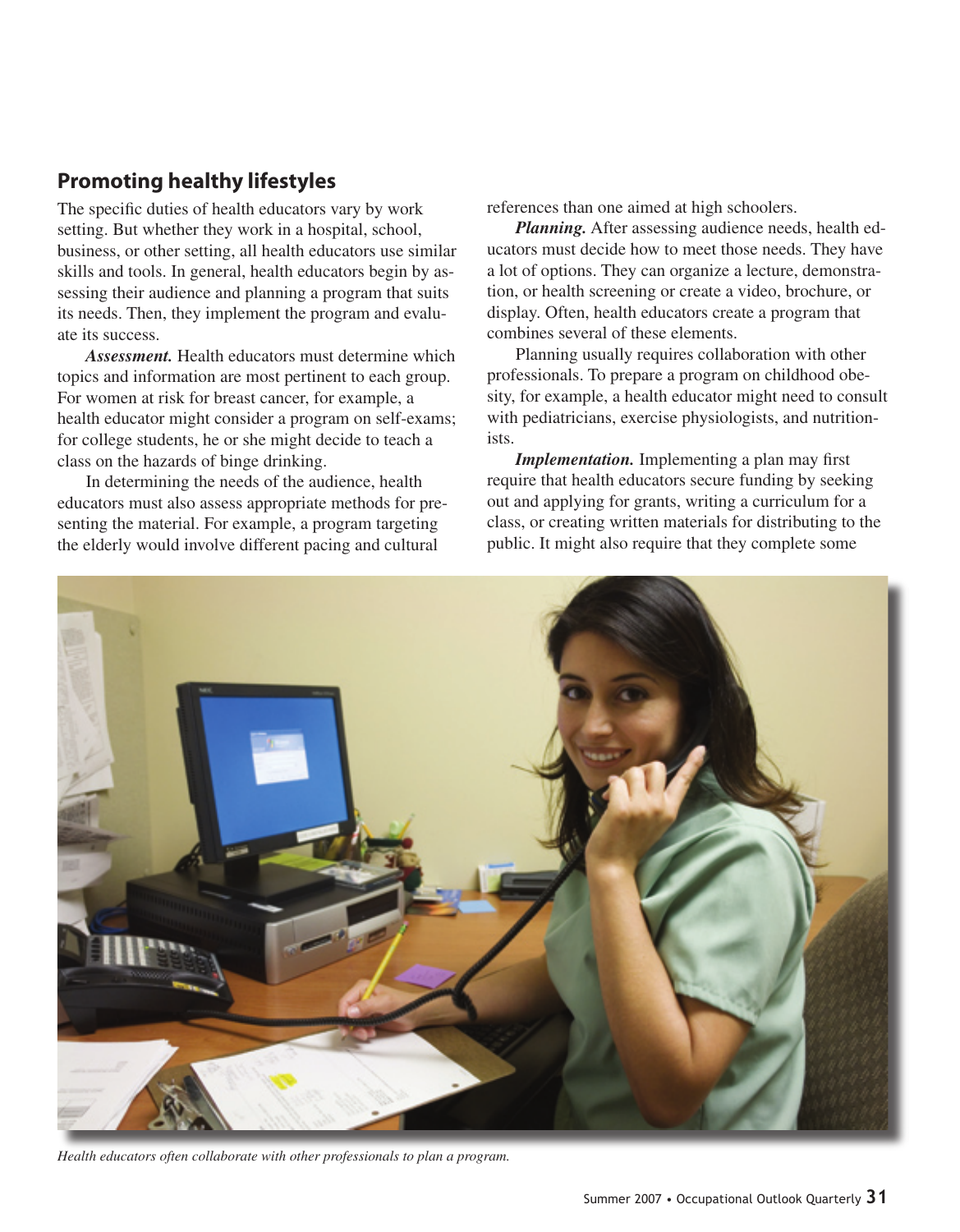## Promoting healthy lifestyles

The specific duties of health educators vary by work setting. But whether they work in a hospital, school, business, or other setting, all health educators use similar skills and tools. In general, health educators begin by assessing their audience and planning a program that suits its needs. Then, they implement the program and evaluate its success.

***Assessment.*** Health educators must determine which topics and information are most pertinent to each group. For women at risk for breast cancer, for example, a health educator might consider a program on self-exams; for college students, he or she might decide to teach a class on the hazards of binge drinking.

In determining the needs of the audience, health educators must also assess appropriate methods for presenting the material. For example, a program targeting the elderly would involve different pacing and cultural references than one aimed at high schoolers.

***Planning.*** After assessing audience needs, health educators must decide how to meet those needs. They have a lot of options. They can organize a lecture, demonstration, or health screening or create a video, brochure, or display. Often, health educators create a program that combines several of these elements.

Planning usually requires collaboration with other professionals. To prepare a program on childhood obesity, for example, a health educator might need to consult with pediatricians, exercise physiologists, and nutritionists.

***Implementation.*** Implementing a plan may first require that health educators secure funding by seeking out and applying for grants, writing a curriculum for a class, or creating written materials for distributing to the public. It might also require that they complete some

*Health educators often collaborate with other professionals to plan a program.*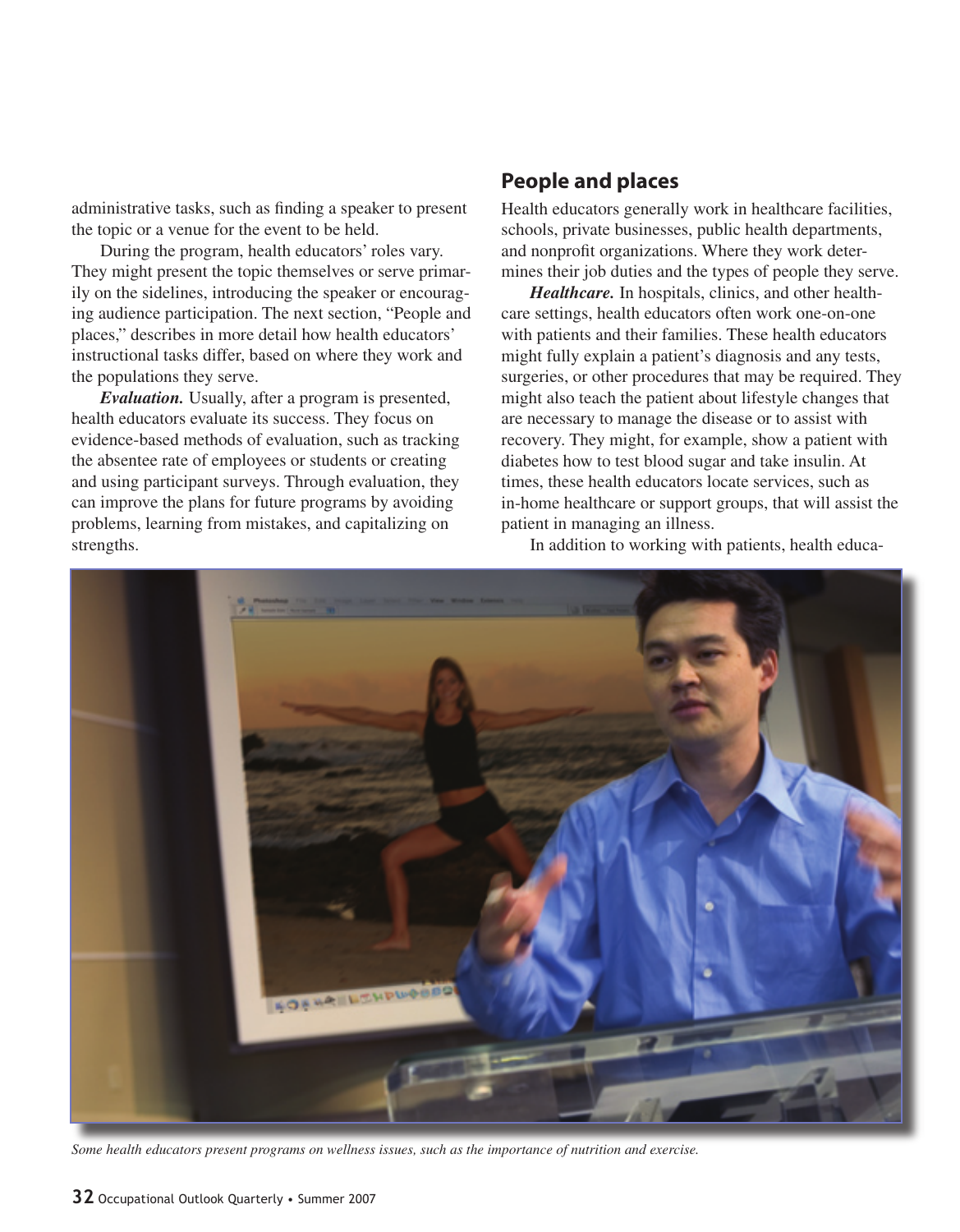administrative tasks, such as finding a speaker to present the topic or a venue for the event to be held.

During the program, health educators' roles vary. They might present the topic themselves or serve primarily on the sidelines, introducing the speaker or encouraging audience participation. The next section, "People and places," describes in more detail how health educators' instructional tasks differ, based on where they work and the populations they serve.

***Evaluation.*** Usually, after a program is presented, health educators evaluate its success. They focus on evidence-based methods of evaluation, such as tracking the absentee rate of employees or students or creating and using participant surveys. Through evaluation, they can improve the plans for future programs by avoiding problems, learning from mistakes, and capitalizing on strengths.

## People and places

Health educators generally work in healthcare facilities, schools, private businesses, public health departments, and nonprofit organizations. Where they work determines their job duties and the types of people they serve.

***Healthcare.*** In hospitals, clinics, and other healthcare settings, health educators often work one-on-one with patients and their families. These health educators might fully explain a patient's diagnosis and any tests, surgeries, or other procedures that may be required. They might also teach the patient about lifestyle changes that are necessary to manage the disease or to assist with recovery. They might, for example, show a patient with diabetes how to test blood sugar and take insulin. At times, these health educators locate services, such as in-home healthcare or support groups, that will assist the patient in managing an illness.

In addition to working with patients, health educa-

*Some health educators present programs on wellness issues, such as the importance of nutrition and exercise.*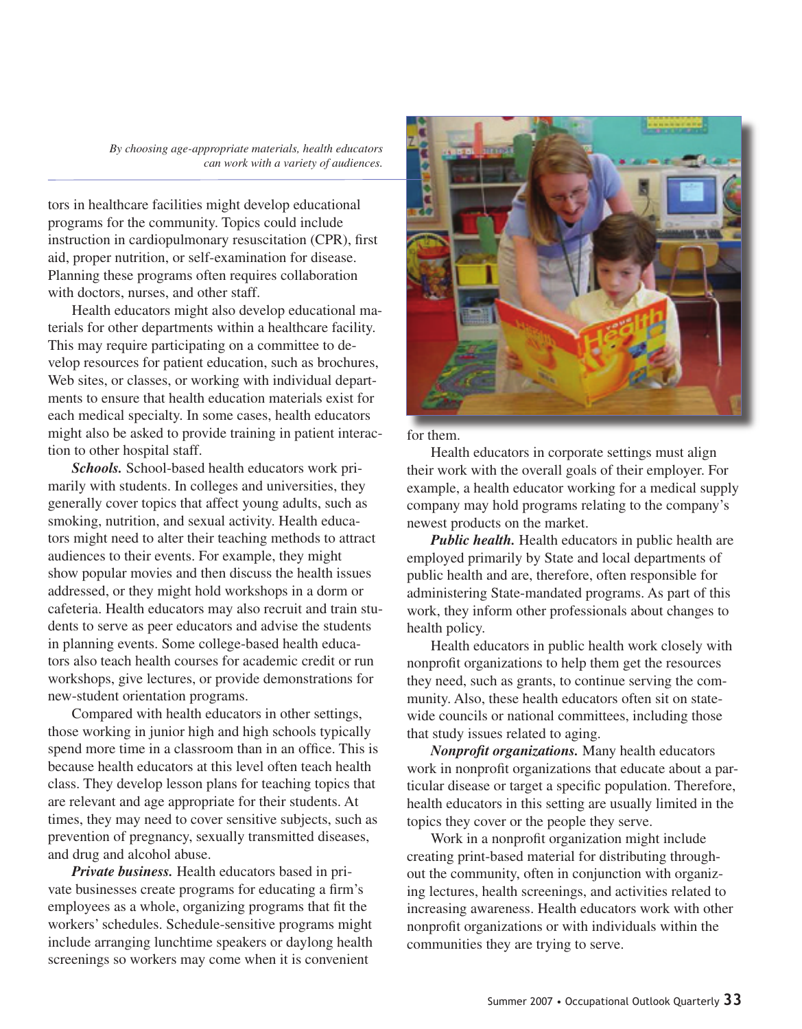*By choosing age-appropriate materials, health educators can work with a variety of audiences.*

tors in healthcare facilities might develop educational programs for the community. Topics could include instruction in cardiopulmonary resuscitation (CPR), first aid, proper nutrition, or self-examination for disease. Planning these programs often requires collaboration with doctors, nurses, and other staff.

Health educators might also develop educational materials for other departments within a healthcare facility. This may require participating on a committee to develop resources for patient education, such as brochures, Web sites, or classes, or working with individual departments to ensure that health education materials exist for each medical specialty. In some cases, health educators might also be asked to provide training in patient interaction to other hospital staff.

***Schools.*** School-based health educators work primarily with students. In colleges and universities, they generally cover topics that affect young adults, such as smoking, nutrition, and sexual activity. Health educators might need to alter their teaching methods to attract audiences to their events. For example, they might show popular movies and then discuss the health issues addressed, or they might hold workshops in a dorm or cafeteria. Health educators may also recruit and train students to serve as peer educators and advise the students in planning events. Some college-based health educators also teach health courses for academic credit or run workshops, give lectures, or provide demonstrations for new-student orientation programs.

Compared with health educators in other settings, those working in junior high and high schools typically spend more time in a classroom than in an office. This is because health educators at this level often teach health class. They develop lesson plans for teaching topics that are relevant and age appropriate for their students. At times, they may need to cover sensitive subjects, such as prevention of pregnancy, sexually transmitted diseases, and drug and alcohol abuse.

***Private business.*** Health educators based in private businesses create programs for educating a firm's employees as a whole, organizing programs that fit the workers' schedules. Schedule-sensitive programs might include arranging lunchtime speakers or daylong health screenings so workers may come when it is convenient for them.

Health educators in corporate settings must align their work with the overall goals of their employer. For example, a health educator working for a medical supply company may hold programs relating to the company's newest products on the market.

***Public health.*** Health educators in public health are employed primarily by State and local departments of public health and are, therefore, often responsible for administering State-mandated programs. As part of this work, they inform other professionals about changes to health policy.

Health educators in public health work closely with nonprofit organizations to help them get the resources they need, such as grants, to continue serving the community. Also, these health educators often sit on statewide councils or national committees, including those that study issues related to aging.

***Nonprofit organizations.*** Many health educators work in nonprofit organizations that educate about a particular disease or target a specific population. Therefore, health educators in this setting are usually limited in the topics they cover or the people they serve.

Work in a nonprofit organization might include creating print-based material for distributing throughout the community, often in conjunction with organizing lectures, health screenings, and activities related to increasing awareness. Health educators work with other nonprofit organizations or with individuals within the communities they are trying to serve.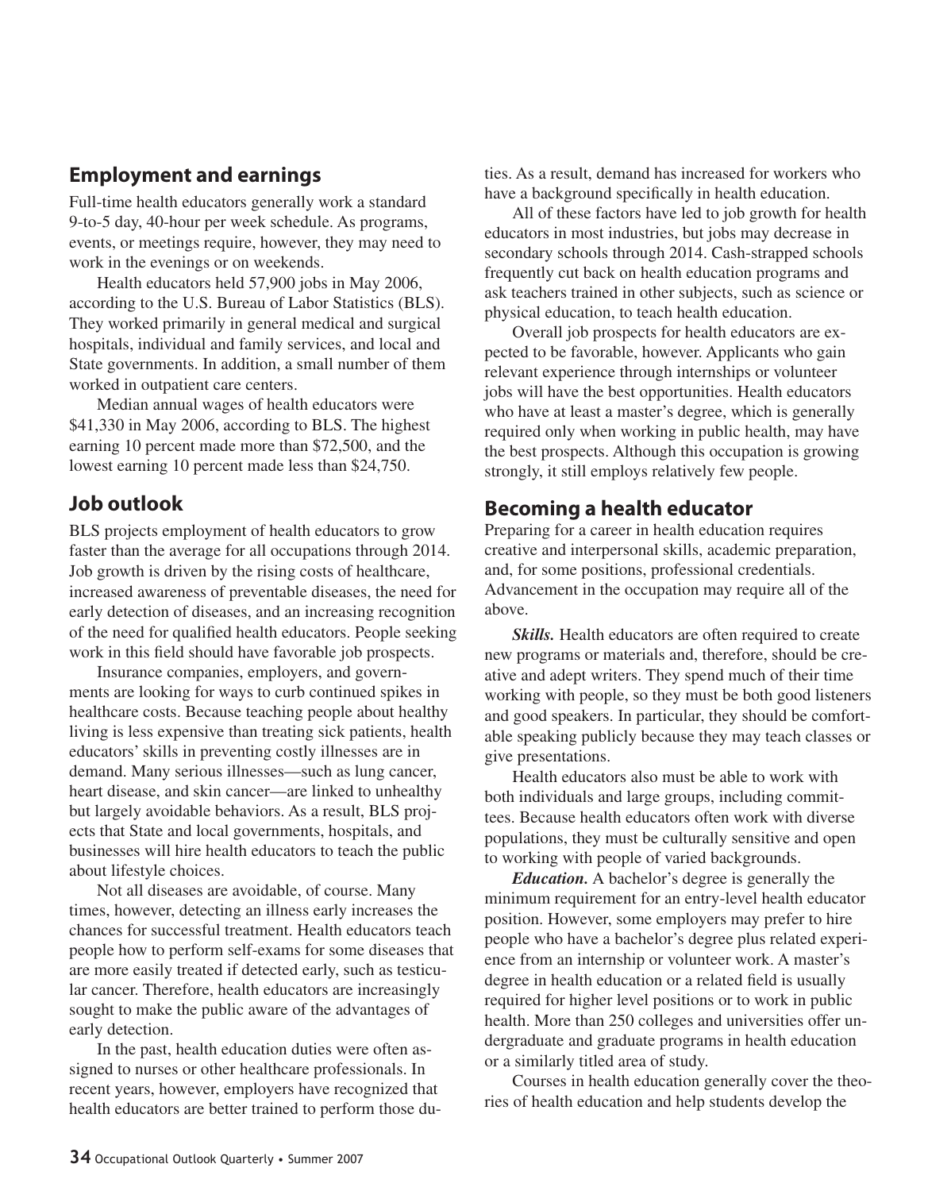## Employment and earnings

Full-time health educators generally work a standard 9-to-5 day, 40-hour per week schedule. As programs, events, or meetings require, however, they may need to work in the evenings or on weekends.

Health educators held 57,900 jobs in May 2006, according to the U.S. Bureau of Labor Statistics (BLS). They worked primarily in general medical and surgical hospitals, individual and family services, and local and State governments. In addition, a small number of them worked in outpatient care centers.

Median annual wages of health educators were $41,330 in May 2006, according to BLS. The highest earning 10 percent made more than $72,500, and the lowest earning 10 percent made less than $24,750.

## Job outlook

BLS projects employment of health educators to grow faster than the average for all occupations through 2014. Job growth is driven by the rising costs of healthcare, increased awareness of preventable diseases, the need for early detection of diseases, and an increasing recognition of the need for qualified health educators. People seeking work in this field should have favorable job prospects.

Insurance companies, employers, and governments are looking for ways to curb continued spikes in healthcare costs. Because teaching people about healthy living is less expensive than treating sick patients, health educators' skills in preventing costly illnesses are in demand. Many serious illnesses—such as lung cancer, heart disease, and skin cancer—are linked to unhealthy but largely avoidable behaviors. As a result, BLS projects that State and local governments, hospitals, and businesses will hire health educators to teach the public about lifestyle choices.

Not all diseases are avoidable, of course. Many times, however, detecting an illness early increases the chances for successful treatment. Health educators teach people how to perform self-exams for some diseases that are more easily treated if detected early, such as testicular cancer. Therefore, health educators are increasingly sought to make the public aware of the advantages of early detection.

In the past, health education duties were often assigned to nurses or other healthcare professionals. In recent years, however, employers have recognized that health educators are better trained to perform those duties. As a result, demand has increased for workers who have a background specifically in health education.

All of these factors have led to job growth for health educators in most industries, but jobs may decrease in secondary schools through 2014. Cash-strapped schools frequently cut back on health education programs and ask teachers trained in other subjects, such as science or physical education, to teach health education.

Overall job prospects for health educators are expected to be favorable, however. Applicants who gain relevant experience through internships or volunteer jobs will have the best opportunities. Health educators who have at least a master's degree, which is generally required only when working in public health, may have the best prospects. Although this occupation is growing strongly, it still employs relatively few people.

## Becoming a health educator

Preparing for a career in health education requires creative and interpersonal skills, academic preparation, and, for some positions, professional credentials. Advancement in the occupation may require all of the above.

***Skills.*** Health educators are often required to create new programs or materials and, therefore, should be creative and adept writers. They spend much of their time working with people, so they must be both good listeners and good speakers. In particular, they should be comfortable speaking publicly because they may teach classes or give presentations.

Health educators also must be able to work with both individuals and large groups, including committees. Because health educators often work with diverse populations, they must be culturally sensitive and open to working with people of varied backgrounds.

***Education.*** A bachelor's degree is generally the minimum requirement for an entry-level health educator position. However, some employers may prefer to hire people who have a bachelor's degree plus related experience from an internship or volunteer work. A master's degree in health education or a related field is usually required for higher level positions or to work in public health. More than 250 colleges and universities offer undergraduate and graduate programs in health education or a similarly titled area of study.

Courses in health education generally cover the theories of health education and help students develop the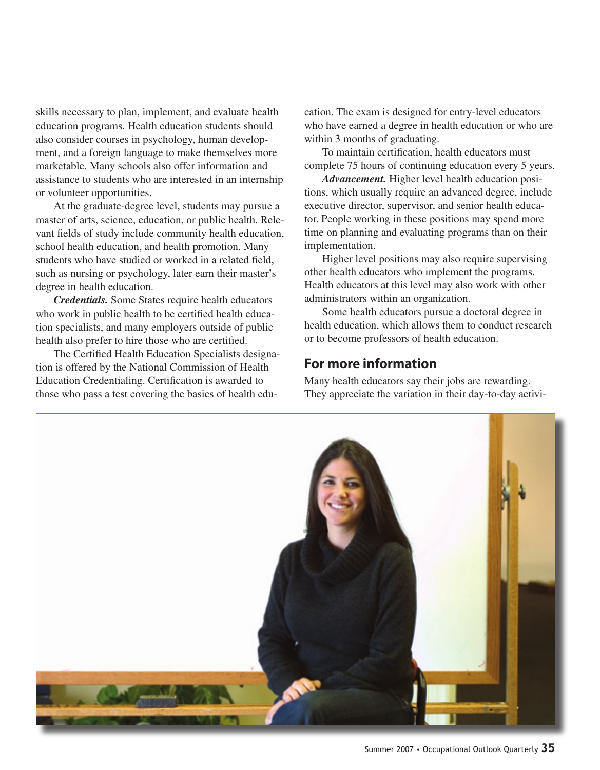skills necessary to plan, implement, and evaluate health education programs. Health education students should also consider courses in psychology, human development, and a foreign language to make themselves more marketable. Many schools also offer information and assistance to students who are interested in an internship or volunteer opportunities.

At the graduate-degree level, students may pursue a master of arts, science, education, or public health. Relevant fields of study include community health education, school health education, and health promotion. Many students who have studied or worked in a related field, such as nursing or psychology, later earn their master's degree in health education.

***Credentials.*** Some States require health educators who work in public health to be certified health education specialists, and many employers outside of public health also prefer to hire those who are certified.

The Certified Health Education Specialists designation is offered by the National Commission of Health Education Credentialing. Certification is awarded to those who pass a test covering the basics of health education. The exam is designed for entry-level educators who have earned a degree in health education or who are within 3 months of graduating.

To maintain certification, health educators must complete 75 hours of continuing education every 5 years.

***Advancement.*** Higher level health education positions, which usually require an advanced degree, include executive director, supervisor, and senior health educator. People working in these positions may spend more time on planning and evaluating programs than on their implementation.

Higher level positions may also require supervising other health educators who implement the programs. Health educators at this level may also work with other administrators within an organization.

Some health educators pursue a doctoral degree in health education, which allows them to conduct research or to become professors of health education.

## For more information

Many health educators say their jobs are rewarding. They appreciate the variation in their day-to-day activi-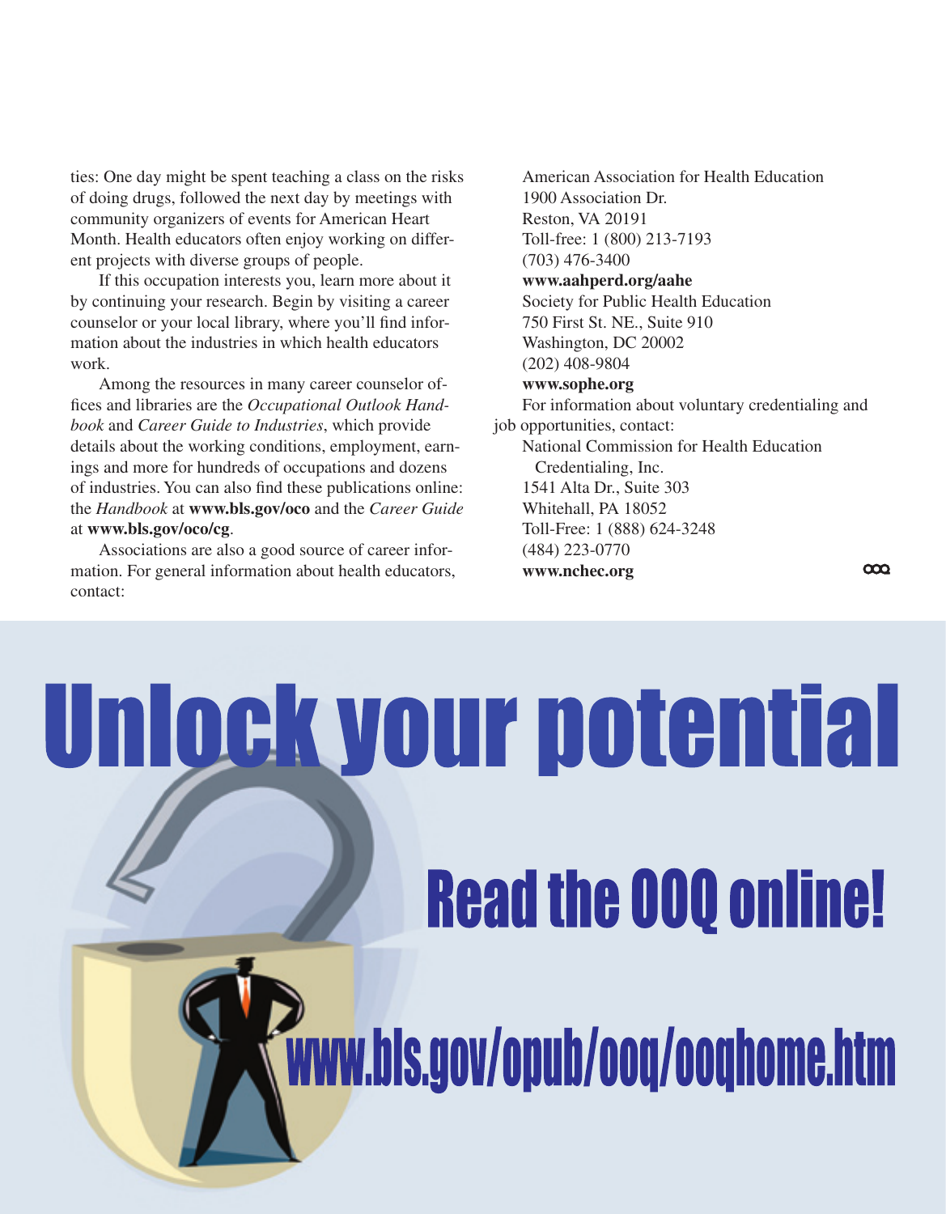ties: One day might be spent teaching a class on the risks of doing drugs, followed the next day by meetings with community organizers of events for American Heart Month. Health educators often enjoy working on different projects with diverse groups of people.

If this occupation interests you, learn more about it by continuing your research. Begin by visiting a career counselor or your local library, where you'll find information about the industries in which health educators work.

Among the resources in many career counselor offices and libraries are the *Occupational Outlook Handbook* and *Career Guide to Industries*, which provide details about the working conditions, employment, earnings and more for hundreds of occupations and dozens of industries. You can also find these publications online: the *Handbook* at **www.bls.gov/oco** and the *Career Guide* at **www.bls.gov/oco/cg**.

Associations are also a good source of career information. For general information about health educators, contact:

American Association for Health Education
1900 Association Dr.
Reston, VA 20191
Toll-free: 1 (800) 213-7193
(703) 476-3400
**www.aahperd.org/aahe**

Society for Public Health Education
750 First St. NE., Suite 910
Washington, DC 20002
(202) 408-9804
**www.sophe.org**

For information about voluntary credentialing and job opportunities, contact:

National Commission for Health Education Credentialing, Inc.
1541 Alta Dr., Suite 303
Whitehall, PA 18052
Toll-Free: 1 (888) 624-3248
(484) 223-0770
**www.nchec.org**

# Unlock your potential

## Read the OOQ online!

## www.bls.gov/opub/ooq/ooqhome.htm